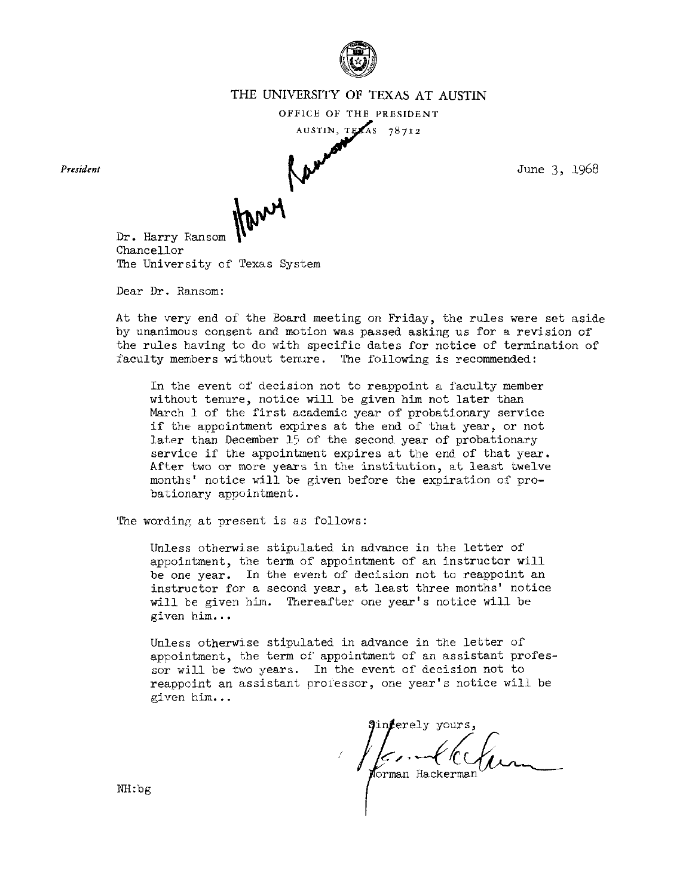THE UNIVERSITY OF TEXAS AT AUSTIN

OFFICE OF THE PRESIDENT

AUSTIN, TEXAS 78712

*President*

June 3, 1968

Harry Ransom

Dr. Harry Ransom
Chancellor
The University of Texas System

Dear Dr. Ransom:

At the very end of the Board meeting on Friday, the rules were set aside by unanimous consent and motion was passed asking us for a revision of the rules having to do with specific dates for notice of termination of faculty members without tenure. The following is recommended:

> In the event of decision not to reappoint a faculty member without tenure, notice will be given him not later than March 1 of the first academic year of probationary service if the appointment expires at the end of that year, or not later than December 15 of the second year of probationary service if the appointment expires at the end of that year. After two or more years in the institution, at least twelve months' notice will be given before the expiration of probationary appointment.

The wording at present is as follows:

> Unless otherwise stipulated in advance in the letter of appointment, the term of appointment of an instructor will be one year. In the event of decision not to reappoint an instructor for a second year, at least three months' notice will be given him. Thereafter one year's notice will be given him...
>
> Unless otherwise stipulated in advance in the letter of appointment, the term of appointment of an assistant professor will be two years. In the event of decision not to reappoint an assistant professor, one year's notice will be given him...

Sincerely yours,

Norman Hackerman

NH:bg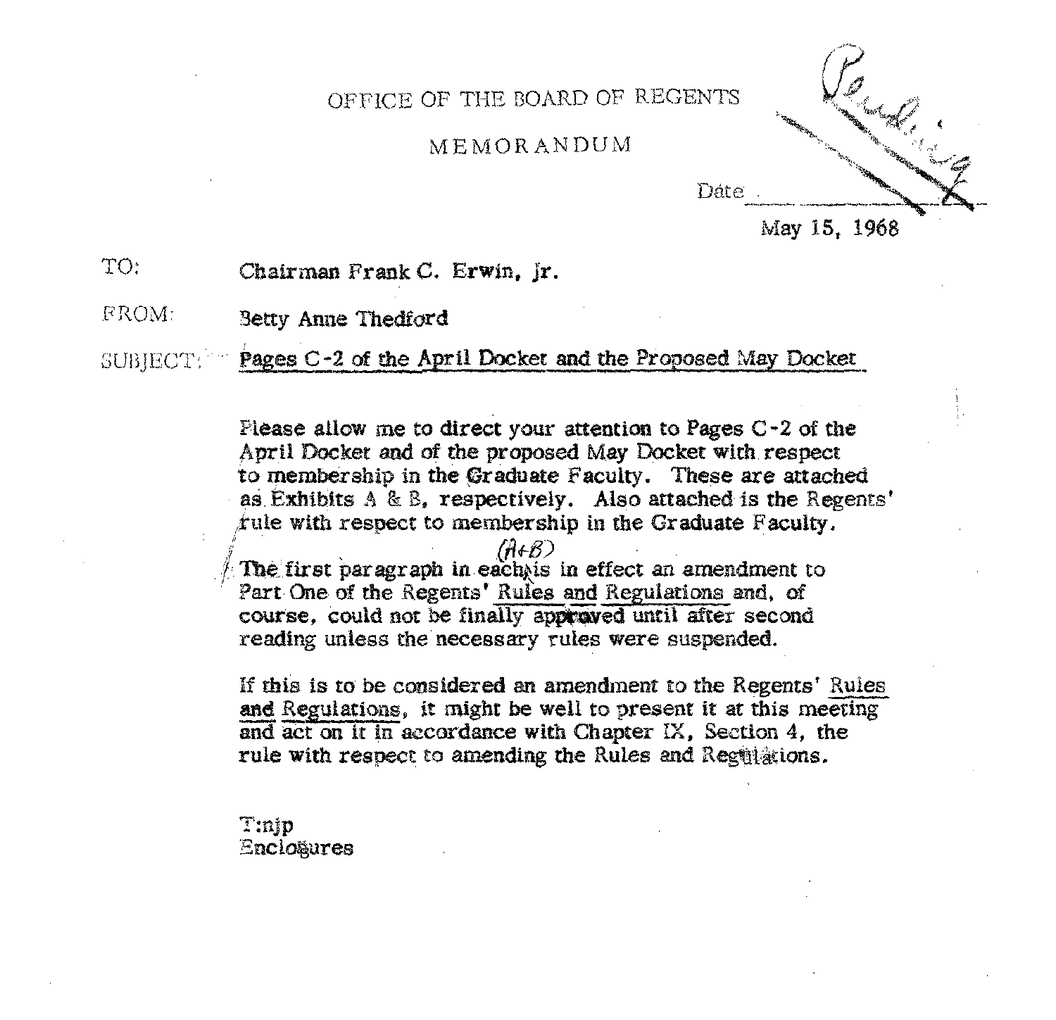OFFICE OF THE BOARD OF REGENTS

MEMORANDUM

Date May 15, 1968

TO: Chairman Frank C. Erwin, Jr.

FROM: Betty Anne Thedford

SUBJECT: Pages C-2 of the April Docket and the Proposed May Docket

Please allow me to direct your attention to Pages C-2 of the April Docket and of the proposed May Docket with respect to membership in the Graduate Faculty. These are attached as Exhibits A & B, respectively. Also attached is the Regents' rule with respect to membership in the Graduate Faculty.

The first paragraph in each (A+B) is in effect an amendment to Part One of the Regents' Rules and Regulations and, of course, could not be finally approved until after second reading unless the necessary rules were suspended.

If this is to be considered an amendment to the Regents' Rules and Regulations, it might be well to present it at this meeting and act on it in accordance with Chapter IX, Section 4, the rule with respect to amending the Rules and Regulations.

T:njp
Enclosures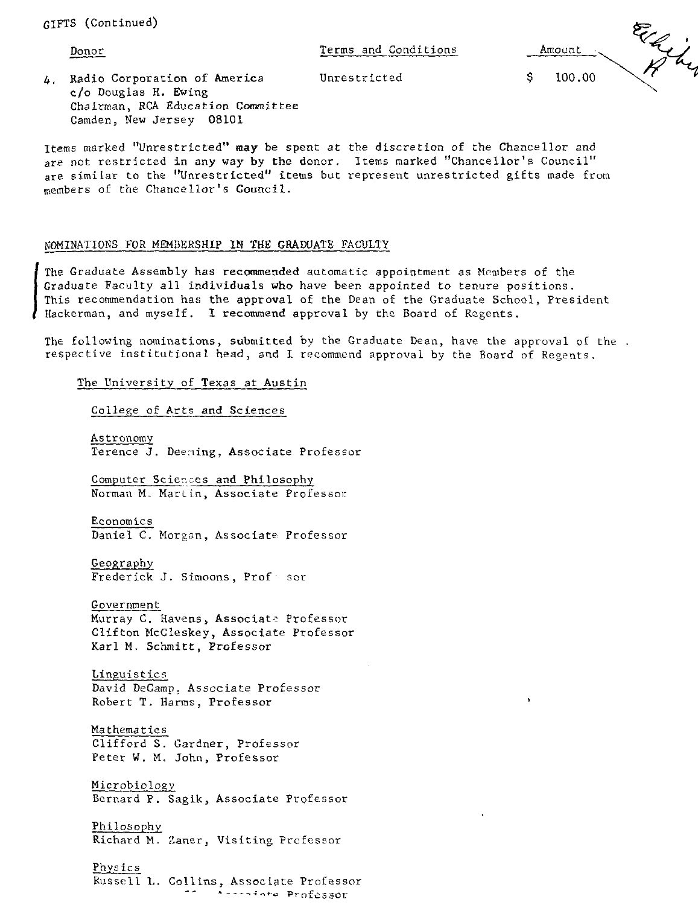GIFTS (Continued)

| Donor | Terms and Conditions | Amount |
|---|---|---|
| 4. Radio Corporation of America c/o Douglas H. Ewing Chairman, RCA Education Committee Camden, New Jersey 08101 | Unrestricted | $ 100.00 |

Items marked "Unrestricted" may be spent at the discretion of the Chancellor and are not restricted in any way by the donor. Items marked "Chancellor's Council" are similar to the "Unrestricted" items but represent unrestricted gifts made from members of the Chancellor's Council.

## NOMINATIONS FOR MEMBERSHIP IN THE GRADUATE FACULTY

The Graduate Assembly has recommended automatic appointment as Members of the Graduate Faculty all individuals who have been appointed to tenure positions. This recommendation has the approval of the Dean of the Graduate School, President Hackerman, and myself. I recommend approval by the Board of Regents.

The following nominations, submitted by the Graduate Dean, have the approval of the respective institutional head, and I recommend approval by the Board of Regents.

### The University of Texas at Austin

#### College of Arts and Sciences

Astronomy
Terence J. Deeming, Associate Professor

Computer Sciences and Philosophy
Norman M. Martin, Associate Professor

Economics
Daniel C. Morgan, Associate Professor

Geography
Frederick J. Simoons, Professor

Government
Murray C. Havens, Associate Professor
Clifton McCleskey, Associate Professor
Karl M. Schmitt, Professor

Linguistics
David DeCamp, Associate Professor
Robert T. Harms, Professor

Mathematics
Clifford S. Gardner, Professor
Peter W. M. John, Professor

Microbiology
Bernard P. Sagik, Associate Professor

Philosophy
Richard M. Zaner, Visiting Professor

Physics
Russell L. Collins, Associate Professor
... Associate Professor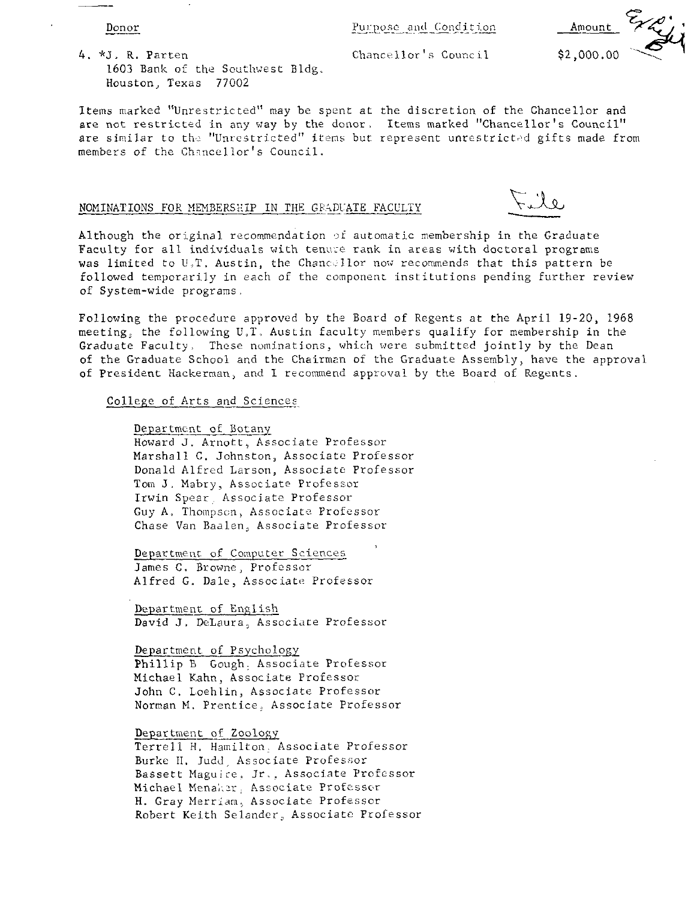| Donor | Purpose and Condition | Amount |
|---|---|---|
| 4. *J. R. Parten<br>1603 Bank of the Southwest Bldg.<br>Houston, Texas 77002 | Chancellor's Council | $2,000.00 |

Items marked "Unrestricted" may be spent at the discretion of the Chancellor and are not restricted in any way by the donor. Items marked "Chancellor's Council" are similar to the "Unrestricted" items but represent unrestricted gifts made from members of the Chancellor's Council.

NOMINATIONS FOR MEMBERSHIP IN THE GRADUATE FACULTY

Although the original recommendation of automatic membership in the Graduate Faculty for all individuals with tenure rank in areas with doctoral programs was limited to U.T. Austin, the Chancellor now recommends that this pattern be followed temporarily in each of the component institutions pending further review of System-wide programs.

Following the procedure approved by the Board of Regents at the April 19-20, 1968 meeting, the following U.T. Austin faculty members qualify for membership in the Graduate Faculty. These nominations, which were submitted jointly by the Dean of the Graduate School and the Chairman of the Graduate Assembly, have the approval of President Hackerman, and I recommend approval by the Board of Regents.

College of Arts and Sciences

Department of Botany
Howard J. Arnott, Associate Professor
Marshall C. Johnston, Associate Professor
Donald Alfred Larson, Associate Professor
Tom J. Mabry, Associate Professor
Irwin Spear, Associate Professor
Guy A. Thompson, Associate Professor
Chase Van Baalen, Associate Professor

Department of Computer Sciences
James C. Browne, Professor
Alfred G. Dale, Associate Professor

Department of English
David J. DeLaura, Associate Professor

Department of Psychology
Phillip B Gough, Associate Professor
Michael Kahn, Associate Professor
John C. Loehlin, Associate Professor
Norman M. Prentice, Associate Professor

Department of Zoology
Terrell H. Hamilton, Associate Professor
Burke H. Judd, Associate Professor
Bassett Maguire, Jr., Associate Professor
Michael Menaker, Associate Professor
H. Gray Merriam, Associate Professor
Robert Keith Selander, Associate Professor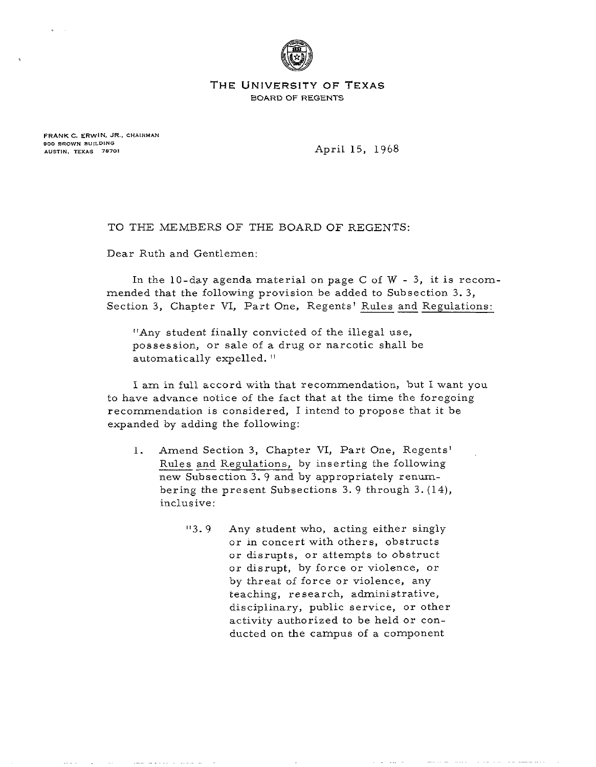THE UNIVERSITY OF TEXAS
BOARD OF REGENTS

FRANK C. ERWIN, JR., CHAIRMAN
900 BROWN BUILDING
AUSTIN, TEXAS 78701

April 15, 1968

TO THE MEMBERS OF THE BOARD OF REGENTS:

Dear Ruth and Gentlemen:

In the 10-day agenda material on page C of W - 3, it is recommended that the following provision be added to Subsection 3.3, Section 3, Chapter VI, Part One, Regents' Rules and Regulations:

> "Any student finally convicted of the illegal use, possession, or sale of a drug or narcotic shall be automatically expelled."

I am in full accord with that recommendation, but I want you to have advance notice of the fact that at the time the foregoing recommendation is considered, I intend to propose that it be expanded by adding the following:

1. Amend Section 3, Chapter VI, Part One, Regents' Rules and Regulations, by inserting the following new Subsection 3.9 and by appropriately renumbering the present Subsections 3.9 through 3.(14), inclusive:

   > "3.9 Any student who, acting either singly or in concert with others, obstructs or disrupts, or attempts to obstruct or disrupt, by force or violence, or by threat of force or violence, any teaching, research, administrative, disciplinary, public service, or other activity authorized to be held or conducted on the campus of a component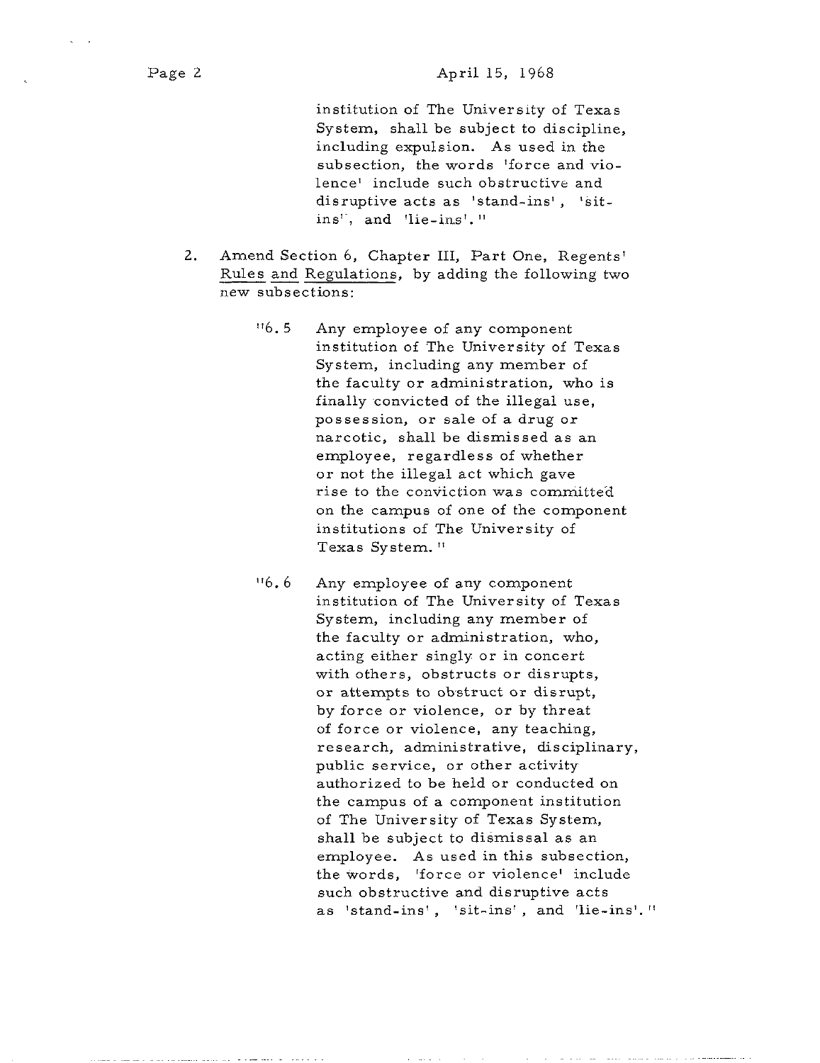institution of The University of Texas System, shall be subject to discipline, including expulsion. As used in the subsection, the words 'force and violence' include such obstructive and disruptive acts as 'stand-ins', 'sit-ins', and 'lie-ins'."

2. Amend Section 6, Chapter III, Part One, Regents' Rules and Regulations, by adding the following two new subsections:

   "6.5 Any employee of any component institution of The University of Texas System, including any member of the faculty or administration, who is finally convicted of the illegal use, possession, or sale of a drug or narcotic, shall be dismissed as an employee, regardless of whether or not the illegal act which gave rise to the conviction was committed on the campus of one of the component institutions of The University of Texas System."

   "6.6 Any employee of any component institution of The University of Texas System, including any member of the faculty or administration, who, acting either singly or in concert with others, obstructs or disrupts, or attempts to obstruct or disrupt, by force or violence, or by threat of force or violence, any teaching, research, administrative, disciplinary, public service, or other activity authorized to be held or conducted on the campus of a component institution of The University of Texas System, shall be subject to dismissal as an employee. As used in this subsection, the words, 'force or violence' include such obstructive and disruptive acts as 'stand-ins', 'sit-ins', and 'lie-ins'."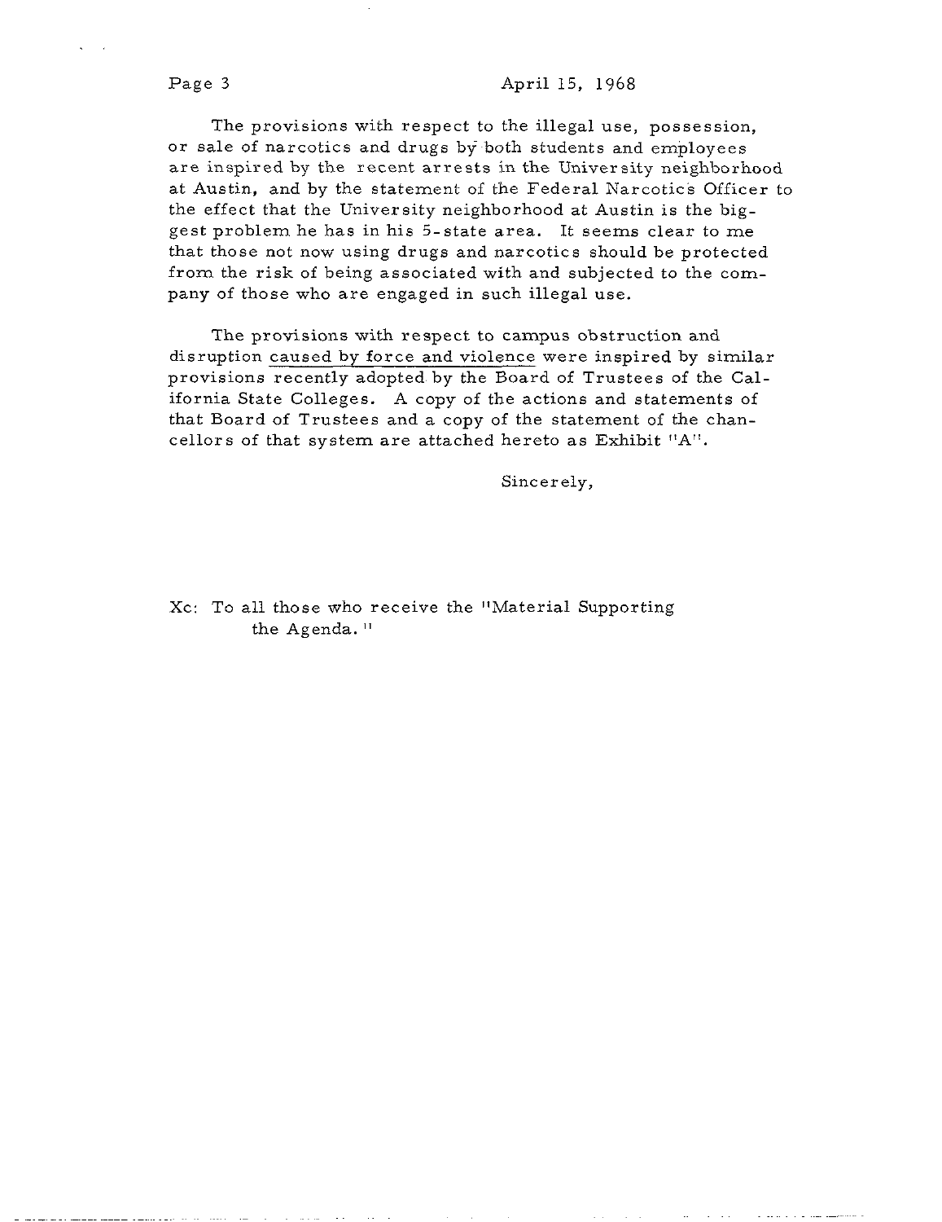The provisions with respect to the illegal use, possession, or sale of narcotics and drugs by both students and employees are inspired by the recent arrests in the University neighborhood at Austin, and by the statement of the Federal Narcotics Officer to the effect that the University neighborhood at Austin is the biggest problem he has in his 5-state area. It seems clear to me that those not now using drugs and narcotics should be protected from the risk of being associated with and subjected to the company of those who are engaged in such illegal use.

The provisions with respect to campus obstruction and disruption <u>caused by force and violence</u> were inspired by similar provisions recently adopted by the Board of Trustees of the California State Colleges. A copy of the actions and statements of that Board of Trustees and a copy of the statement of the chancellors of that system are attached hereto as Exhibit "A".

Sincerely,

Xc: To all those who receive the "Material Supporting the Agenda."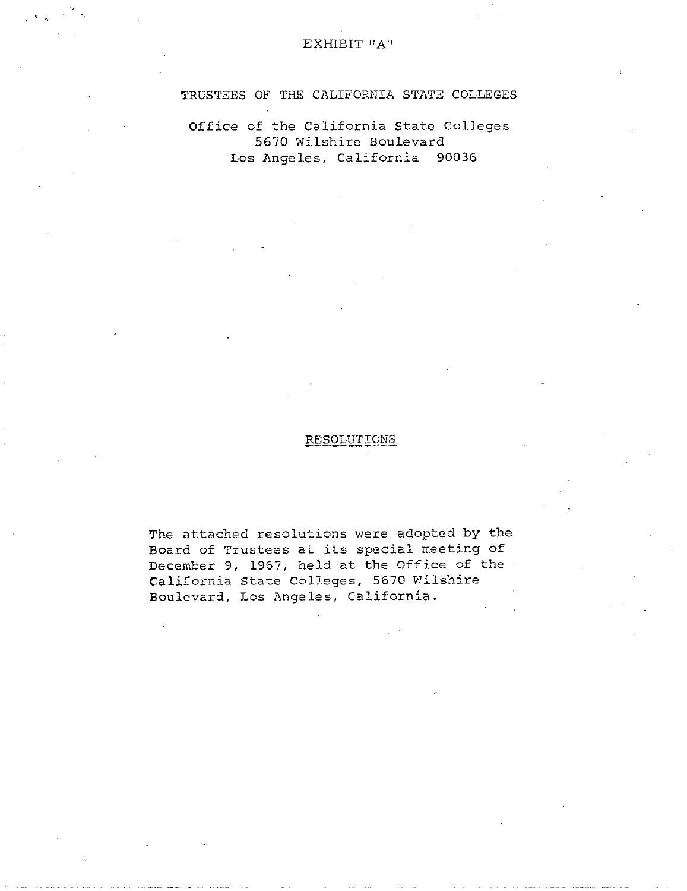EXHIBIT "A"

TRUSTEES OF THE CALIFORNIA STATE COLLEGES

Office of the California State Colleges
5670 Wilshire Boulevard
Los Angeles, California 90036

## RESOLUTIONS

The attached resolutions were adopted by the Board of Trustees at its special meeting of December 9, 1967, held at the Office of the California State Colleges, 5670 Wilshire Boulevard, Los Angeles, California.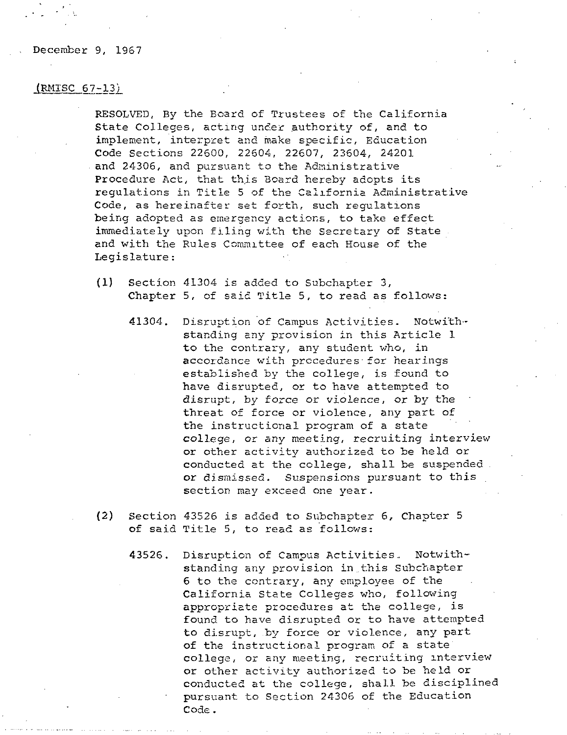December 9, 1967

(RMISC 67-13)

RESOLVED, By the Board of Trustees of the California State Colleges, acting under authority of, and to implement, interpret and make specific, Education Code Sections 22600, 22604, 22607, 23604, 24201 and 24306, and pursuant to the Administrative Procedure Act, that this Board hereby adopts its regulations in Title 5 of the California Administrative Code, as hereinafter set forth, such regulations being adopted as emergency actions, to take effect immediately upon filing with the Secretary of State and with the Rules Committee of each House of the Legislature:

(1) Section 41304 is added to Subchapter 3, Chapter 5, of said Title 5, to read as follows:

> 41304. Disruption of Campus Activities. Notwithstanding any provision in this Article 1 to the contrary, any student who, in accordance with procedures for hearings established by the college, is found to have disrupted, or to have attempted to disrupt, by force or violence, or by the threat of force or violence, any part of the instructional program of a state college, or any meeting, recruiting interview or other activity authorized to be held or conducted at the college, shall be suspended or dismissed. Suspensions pursuant to this section may exceed one year.

(2) Section 43526 is added to Subchapter 6, Chapter 5 of said Title 5, to read as follows:

> 43526. Disruption of Campus Activities. Notwithstanding any provision in this Subchapter 6 to the contrary, any employee of the California State Colleges who, following appropriate procedures at the college, is found to have disrupted or to have attempted to disrupt, by force or violence, any part of the instructional program of a state college, or any meeting, recruiting interview or other activity authorized to be held or conducted at the college, shall be disciplined pursuant to Section 24306 of the Education Code.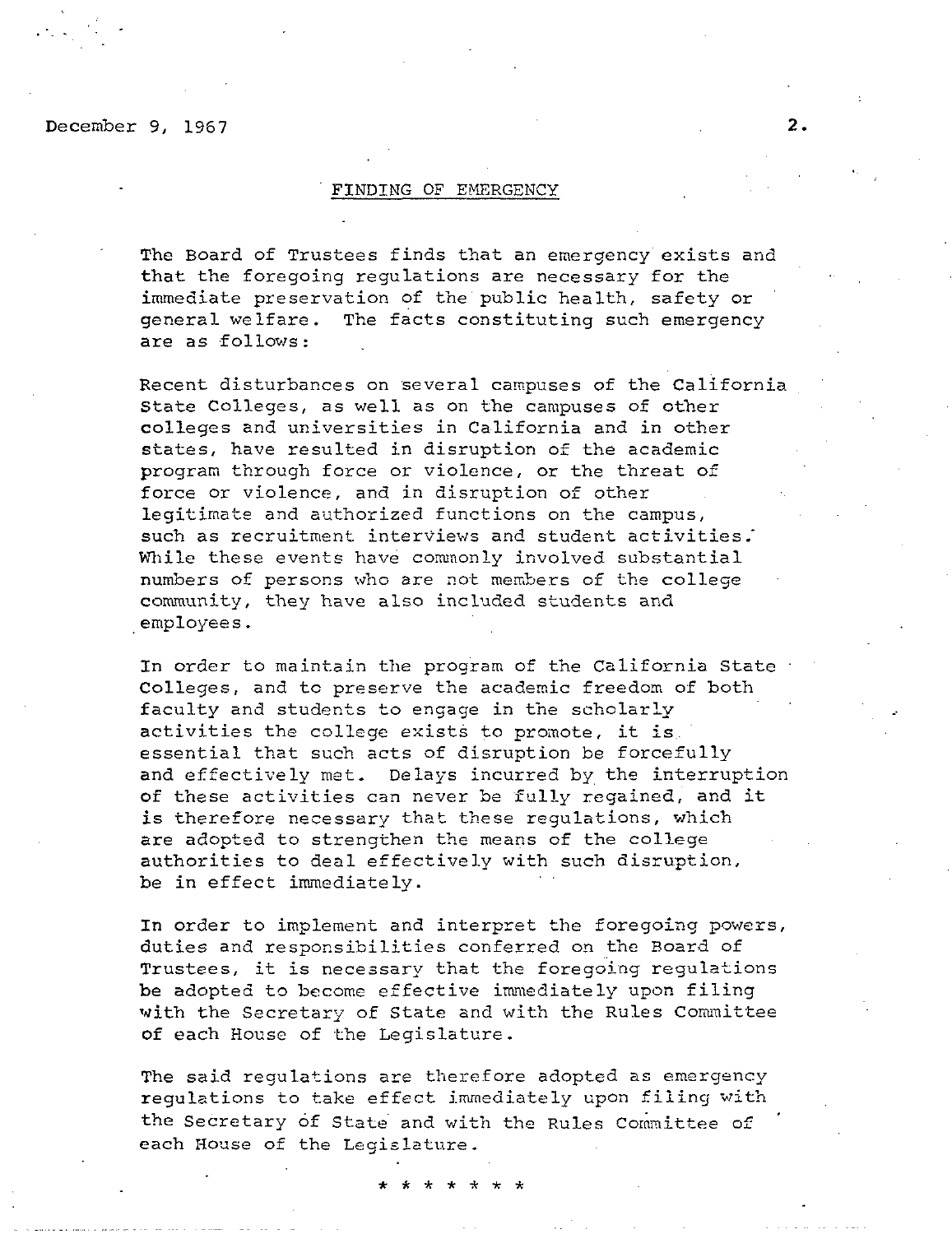December 9, 1967

## FINDING OF EMERGENCY

The Board of Trustees finds that an emergency exists and that the foregoing regulations are necessary for the immediate preservation of the public health, safety or general welfare. The facts constituting such emergency are as follows:

Recent disturbances on several campuses of the California State Colleges, as well as on the campuses of other colleges and universities in California and in other states, have resulted in disruption of the academic program through force or violence, or the threat of force or violence, and in disruption of other legitimate and authorized functions on the campus, such as recruitment interviews and student activities. While these events have commonly involved substantial numbers of persons who are not members of the college community, they have also included students and employees.

In order to maintain the program of the California State Colleges, and to preserve the academic freedom of both faculty and students to engage in the scholarly activities the college exists to promote, it is essential that such acts of disruption be forcefully and effectively met. Delays incurred by the interruption of these activities can never be fully regained, and it is therefore necessary that these regulations, which are adopted to strengthen the means of the college authorities to deal effectively with such disruption, be in effect immediately.

In order to implement and interpret the foregoing powers, duties and responsibilities conferred on the Board of Trustees, it is necessary that the foregoing regulations be adopted to become effective immediately upon filing with the Secretary of State and with the Rules Committee of each House of the Legislature.

The said regulations are therefore adopted as emergency regulations to take effect immediately upon filing with the Secretary of State and with the Rules Committee of each House of the Legislature.

* * * * * * *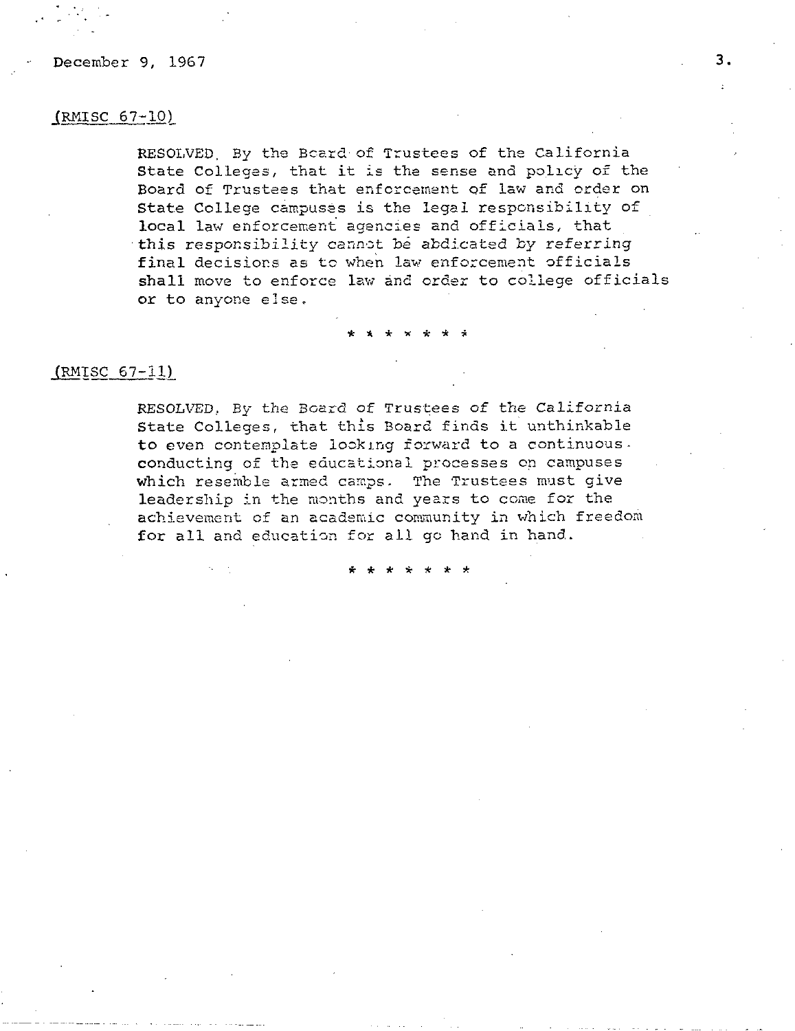December 9, 1967

(RMISC 67-10)

RESOLVED, By the Board of Trustees of the California State Colleges, that it is the sense and policy of the Board of Trustees that enforcement of law and order on State College campuses is the legal responsibility of local law enforcement agencies and officials, that this responsibility cannot be abdicated by referring final decisions as to when law enforcement officials shall move to enforce law and order to college officials or to anyone else.

* * * * * * *

(RMISC 67-11)

RESOLVED, By the Board of Trustees of the California State Colleges, that this Board finds it unthinkable to even contemplate looking forward to a continuous conducting of the educational processes on campuses which resemble armed camps. The Trustees must give leadership in the months and years to come for the achievement of an academic community in which freedom for all and education for all go hand in hand.

* * * * * * *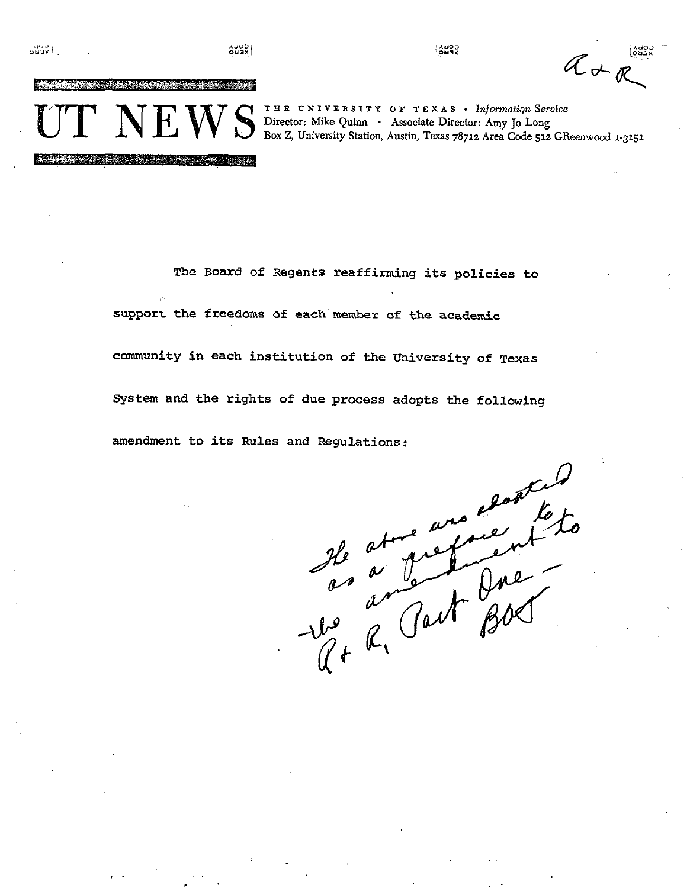R & R

# UT NEWS

THE UNIVERSITY OF TEXAS • *Information Service*
Director: Mike Quinn • Associate Director: Amy Jo Long
Box Z, University Station, Austin, Texas 78712 Area Code 512 GReenwood 1-3151

The Board of Regents reaffirming its policies to support the freedoms of each member of the academic community in each institution of the University of Texas System and the rights of due process adopts the following amendment to its Rules and Regulations:

The above was adopted as a preface to the amendment to R + R, Part One – BOS